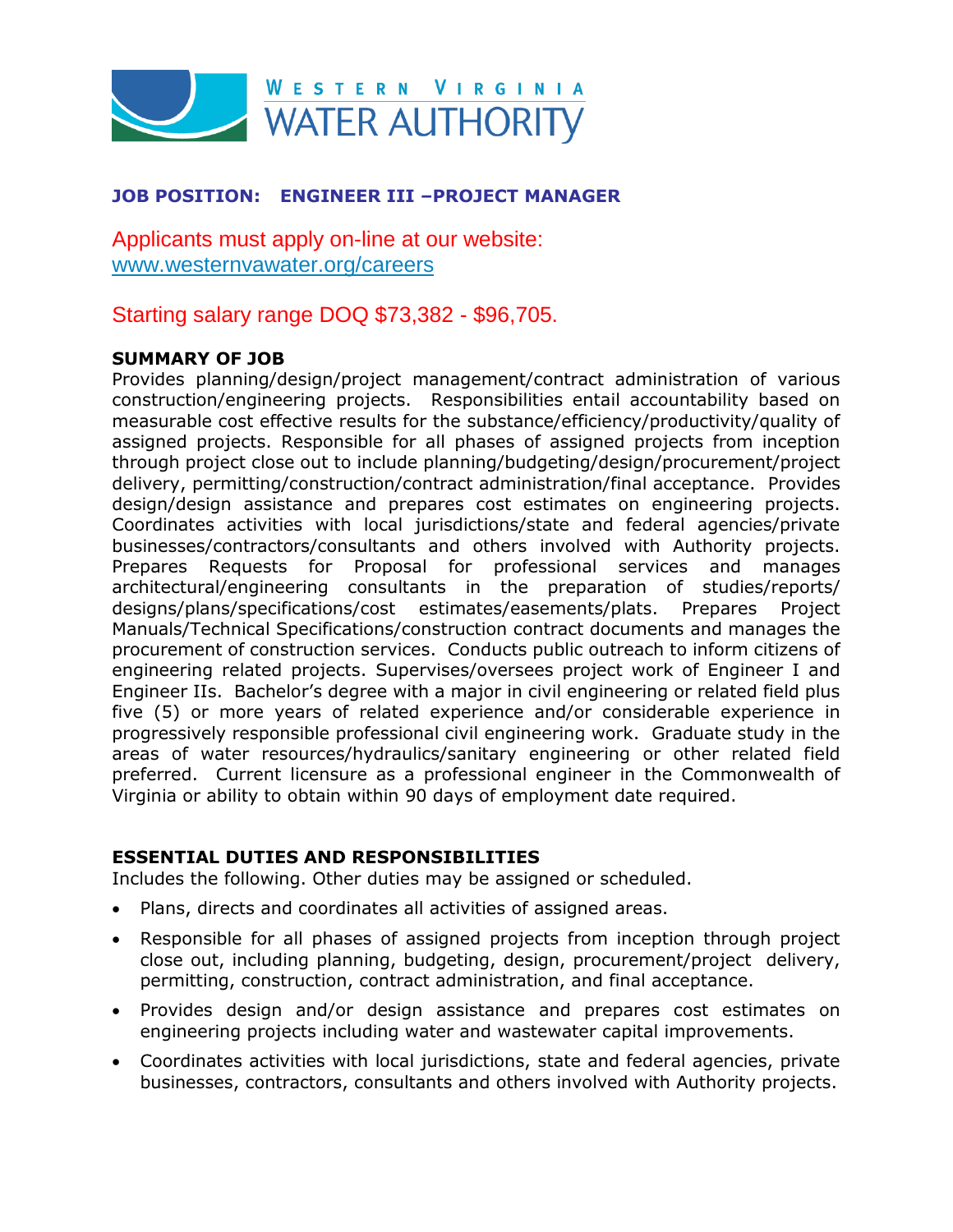WESTERN VIRGINIA WATER AUTHORITY

**JOB POSITION: ENGINEER III –PROJECT MANAGER**

Applicants must apply on-line at our website: www.westernvawater.org/careers

Starting salary range DOQ $73,382 - $96,705.

**SUMMARY OF JOB**

Provides planning/design/project management/contract administration of various construction/engineering projects. Responsibilities entail accountability based on measurable cost effective results for the substance/efficiency/productivity/quality of assigned projects. Responsible for all phases of assigned projects from inception through project close out to include planning/budgeting/design/procurement/project delivery, permitting/construction/contract administration/final acceptance. Provides design/design assistance and prepares cost estimates on engineering projects. Coordinates activities with local jurisdictions/state and federal agencies/private businesses/contractors/consultants and others involved with Authority projects. Prepares Requests for Proposal for professional services and manages architectural/engineering consultants in the preparation of studies/reports/ designs/plans/specifications/cost estimates/easements/plats. Prepares Project Manuals/Technical Specifications/construction contract documents and manages the procurement of construction services. Conducts public outreach to inform citizens of engineering related projects. Supervises/oversees project work of Engineer I and Engineer IIs. Bachelor's degree with a major in civil engineering or related field plus five (5) or more years of related experience and/or considerable experience in progressively responsible professional civil engineering work. Graduate study in the areas of water resources/hydraulics/sanitary engineering or other related field preferred. Current licensure as a professional engineer in the Commonwealth of Virginia or ability to obtain within 90 days of employment date required.

**ESSENTIAL DUTIES AND RESPONSIBILITIES**

Includes the following. Other duties may be assigned or scheduled.

- Plans, directs and coordinates all activities of assigned areas.
- Responsible for all phases of assigned projects from inception through project close out, including planning, budgeting, design, procurement/project delivery, permitting, construction, contract administration, and final acceptance.
- Provides design and/or design assistance and prepares cost estimates on engineering projects including water and wastewater capital improvements.
- Coordinates activities with local jurisdictions, state and federal agencies, private businesses, contractors, consultants and others involved with Authority projects.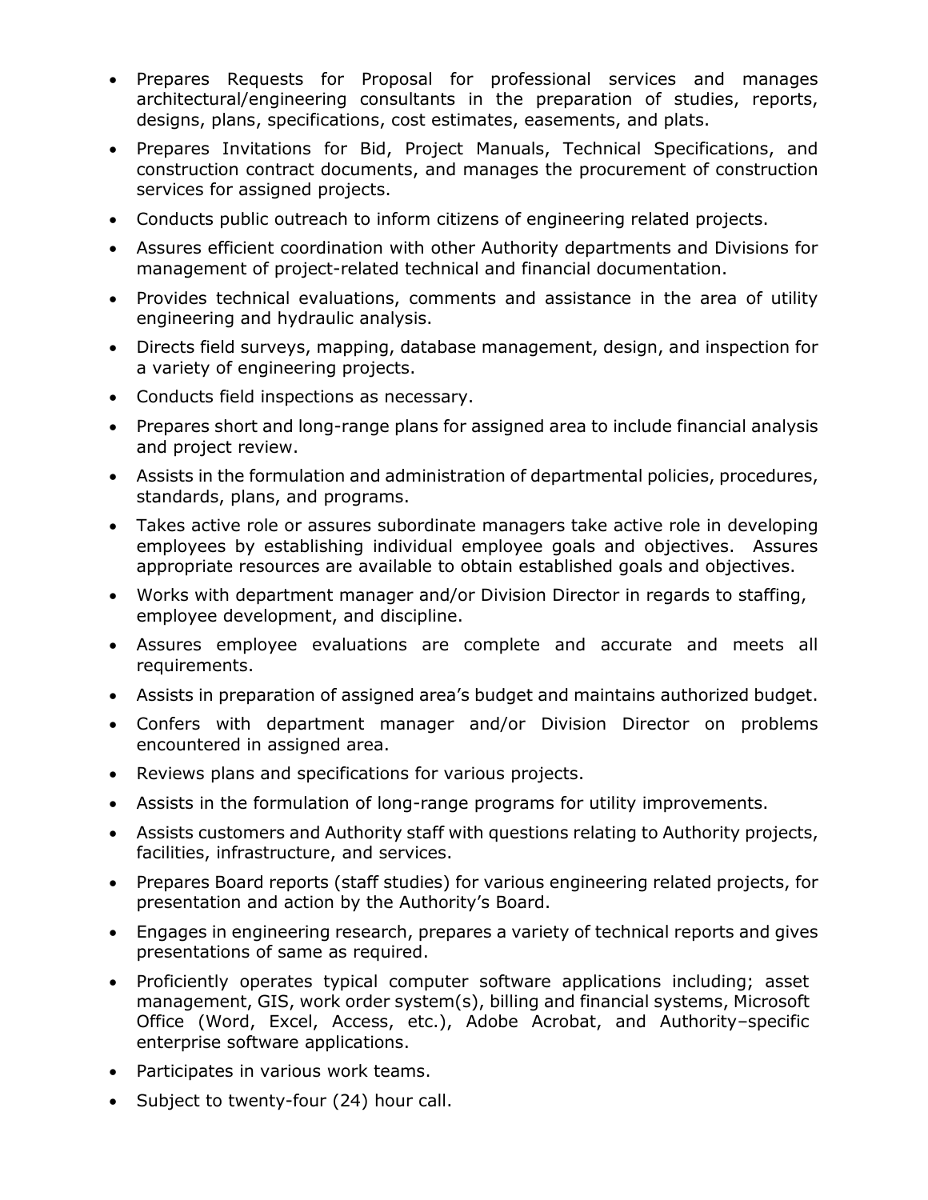- Prepares Requests for Proposal for professional services and manages architectural/engineering consultants in the preparation of studies, reports, designs, plans, specifications, cost estimates, easements, and plats.
- Prepares Invitations for Bid, Project Manuals, Technical Specifications, and construction contract documents, and manages the procurement of construction services for assigned projects.
- Conducts public outreach to inform citizens of engineering related projects.
- Assures efficient coordination with other Authority departments and Divisions for management of project-related technical and financial documentation.
- Provides technical evaluations, comments and assistance in the area of utility engineering and hydraulic analysis.
- Directs field surveys, mapping, database management, design, and inspection for a variety of engineering projects.
- Conducts field inspections as necessary.
- Prepares short and long-range plans for assigned area to include financial analysis and project review.
- Assists in the formulation and administration of departmental policies, procedures, standards, plans, and programs.
- Takes active role or assures subordinate managers take active role in developing employees by establishing individual employee goals and objectives. Assures appropriate resources are available to obtain established goals and objectives.
- Works with department manager and/or Division Director in regards to staffing, employee development, and discipline.
- Assures employee evaluations are complete and accurate and meets all requirements.
- Assists in preparation of assigned area's budget and maintains authorized budget.
- Confers with department manager and/or Division Director on problems encountered in assigned area.
- Reviews plans and specifications for various projects.
- Assists in the formulation of long-range programs for utility improvements.
- Assists customers and Authority staff with questions relating to Authority projects, facilities, infrastructure, and services.
- Prepares Board reports (staff studies) for various engineering related projects, for presentation and action by the Authority's Board.
- Engages in engineering research, prepares a variety of technical reports and gives presentations of same as required.
- Proficiently operates typical computer software applications including; asset management, GIS, work order system(s), billing and financial systems, Microsoft Office (Word, Excel, Access, etc.), Adobe Acrobat, and Authority–specific enterprise software applications.
- Participates in various work teams.
- Subject to twenty-four (24) hour call.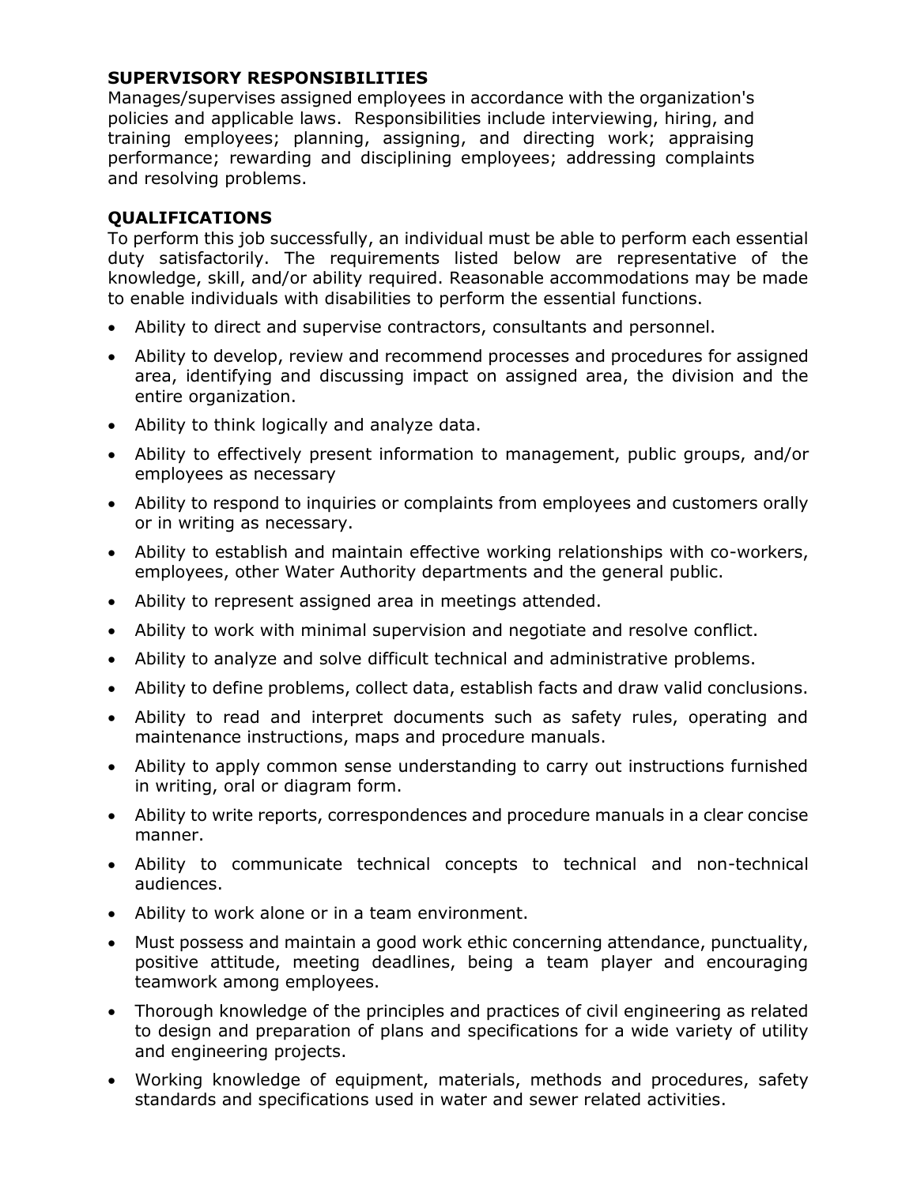## SUPERVISORY RESPONSIBILITIES

Manages/supervises assigned employees in accordance with the organization's policies and applicable laws. Responsibilities include interviewing, hiring, and training employees; planning, assigning, and directing work; appraising performance; rewarding and disciplining employees; addressing complaints and resolving problems.

## QUALIFICATIONS

To perform this job successfully, an individual must be able to perform each essential duty satisfactorily. The requirements listed below are representative of the knowledge, skill, and/or ability required. Reasonable accommodations may be made to enable individuals with disabilities to perform the essential functions.

- Ability to direct and supervise contractors, consultants and personnel.
- Ability to develop, review and recommend processes and procedures for assigned area, identifying and discussing impact on assigned area, the division and the entire organization.
- Ability to think logically and analyze data.
- Ability to effectively present information to management, public groups, and/or employees as necessary
- Ability to respond to inquiries or complaints from employees and customers orally or in writing as necessary.
- Ability to establish and maintain effective working relationships with co-workers, employees, other Water Authority departments and the general public.
- Ability to represent assigned area in meetings attended.
- Ability to work with minimal supervision and negotiate and resolve conflict.
- Ability to analyze and solve difficult technical and administrative problems.
- Ability to define problems, collect data, establish facts and draw valid conclusions.
- Ability to read and interpret documents such as safety rules, operating and maintenance instructions, maps and procedure manuals.
- Ability to apply common sense understanding to carry out instructions furnished in writing, oral or diagram form.
- Ability to write reports, correspondences and procedure manuals in a clear concise manner.
- Ability to communicate technical concepts to technical and non-technical audiences.
- Ability to work alone or in a team environment.
- Must possess and maintain a good work ethic concerning attendance, punctuality, positive attitude, meeting deadlines, being a team player and encouraging teamwork among employees.
- Thorough knowledge of the principles and practices of civil engineering as related to design and preparation of plans and specifications for a wide variety of utility and engineering projects.
- Working knowledge of equipment, materials, methods and procedures, safety standards and specifications used in water and sewer related activities.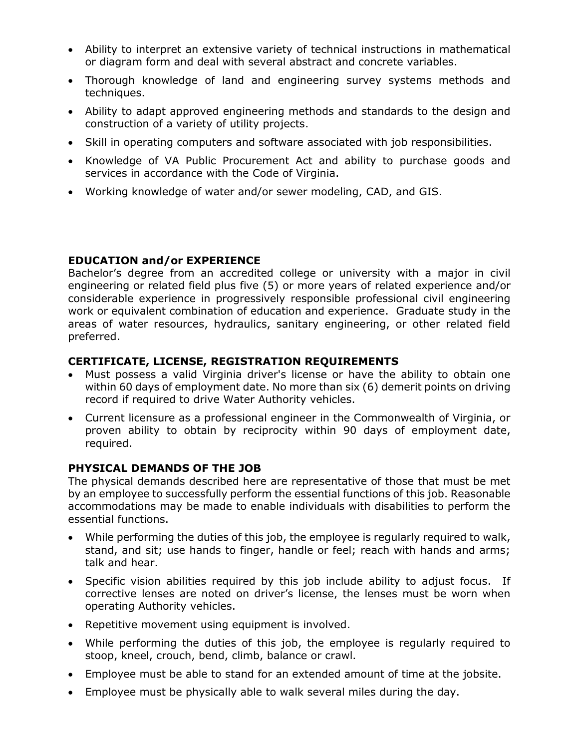- Ability to interpret an extensive variety of technical instructions in mathematical or diagram form and deal with several abstract and concrete variables.
- Thorough knowledge of land and engineering survey systems methods and techniques.
- Ability to adapt approved engineering methods and standards to the design and construction of a variety of utility projects.
- Skill in operating computers and software associated with job responsibilities.
- Knowledge of VA Public Procurement Act and ability to purchase goods and services in accordance with the Code of Virginia.
- Working knowledge of water and/or sewer modeling, CAD, and GIS.

## EDUCATION and/or EXPERIENCE

Bachelor's degree from an accredited college or university with a major in civil engineering or related field plus five (5) or more years of related experience and/or considerable experience in progressively responsible professional civil engineering work or equivalent combination of education and experience. Graduate study in the areas of water resources, hydraulics, sanitary engineering, or other related field preferred.

## CERTIFICATE, LICENSE, REGISTRATION REQUIREMENTS

- Must possess a valid Virginia driver's license or have the ability to obtain one within 60 days of employment date. No more than six (6) demerit points on driving record if required to drive Water Authority vehicles.
- Current licensure as a professional engineer in the Commonwealth of Virginia, or proven ability to obtain by reciprocity within 90 days of employment date, required.

## PHYSICAL DEMANDS OF THE JOB

The physical demands described here are representative of those that must be met by an employee to successfully perform the essential functions of this job. Reasonable accommodations may be made to enable individuals with disabilities to perform the essential functions.

- While performing the duties of this job, the employee is regularly required to walk, stand, and sit; use hands to finger, handle or feel; reach with hands and arms; talk and hear.
- Specific vision abilities required by this job include ability to adjust focus. If corrective lenses are noted on driver's license, the lenses must be worn when operating Authority vehicles.
- Repetitive movement using equipment is involved.
- While performing the duties of this job, the employee is regularly required to stoop, kneel, crouch, bend, climb, balance or crawl.
- Employee must be able to stand for an extended amount of time at the jobsite.
- Employee must be physically able to walk several miles during the day.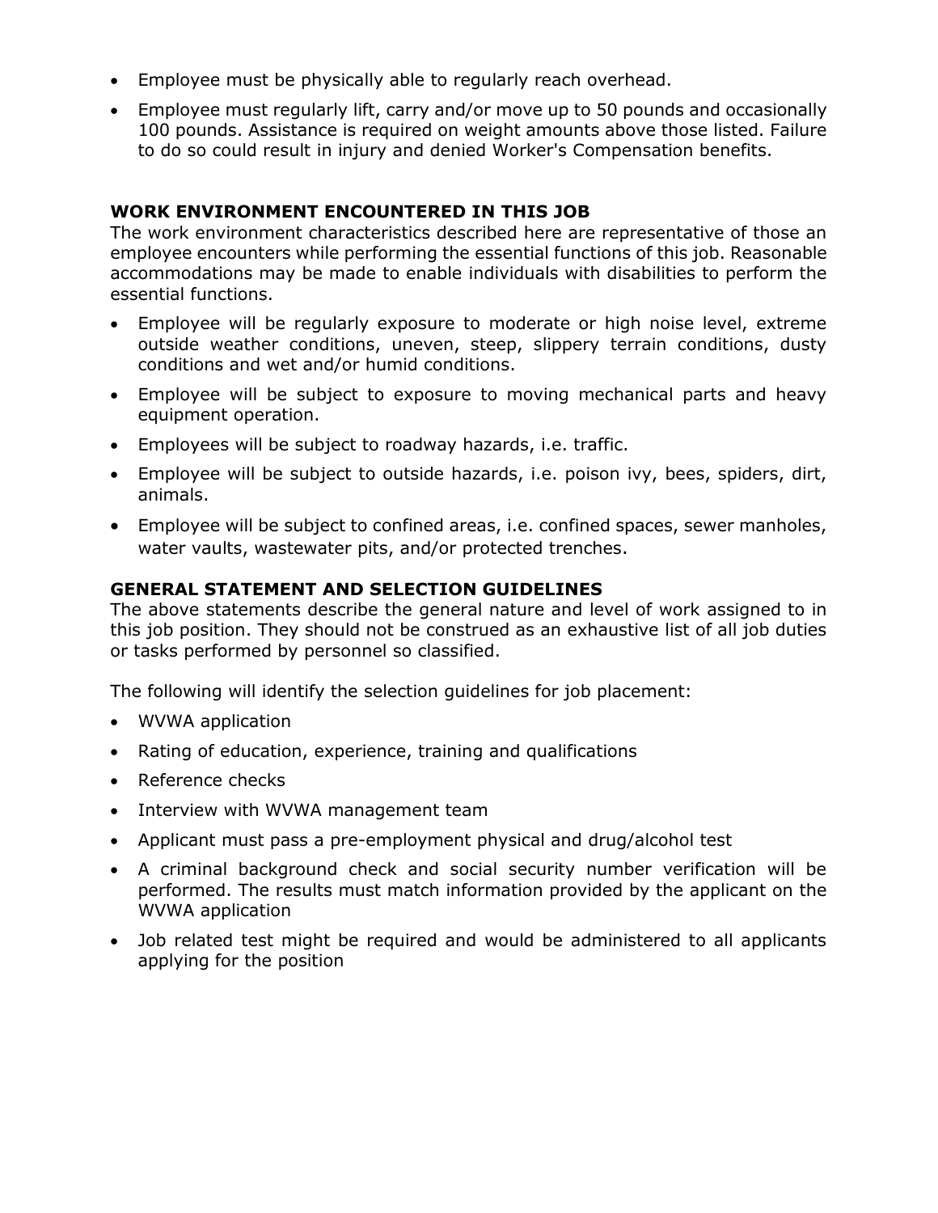- Employee must be physically able to regularly reach overhead.
- Employee must regularly lift, carry and/or move up to 50 pounds and occasionally 100 pounds. Assistance is required on weight amounts above those listed. Failure to do so could result in injury and denied Worker's Compensation benefits.

**WORK ENVIRONMENT ENCOUNTERED IN THIS JOB**

The work environment characteristics described here are representative of those an employee encounters while performing the essential functions of this job. Reasonable accommodations may be made to enable individuals with disabilities to perform the essential functions.

- Employee will be regularly exposure to moderate or high noise level, extreme outside weather conditions, uneven, steep, slippery terrain conditions, dusty conditions and wet and/or humid conditions.
- Employee will be subject to exposure to moving mechanical parts and heavy equipment operation.
- Employees will be subject to roadway hazards, i.e. traffic.
- Employee will be subject to outside hazards, i.e. poison ivy, bees, spiders, dirt, animals.
- Employee will be subject to confined areas, i.e. confined spaces, sewer manholes, water vaults, wastewater pits, and/or protected trenches.

**GENERAL STATEMENT AND SELECTION GUIDELINES**

The above statements describe the general nature and level of work assigned to in this job position. They should not be construed as an exhaustive list of all job duties or tasks performed by personnel so classified.

The following will identify the selection guidelines for job placement:

- WVWA application
- Rating of education, experience, training and qualifications
- Reference checks
- Interview with WVWA management team
- Applicant must pass a pre-employment physical and drug/alcohol test
- A criminal background check and social security number verification will be performed. The results must match information provided by the applicant on the WVWA application
- Job related test might be required and would be administered to all applicants applying for the position